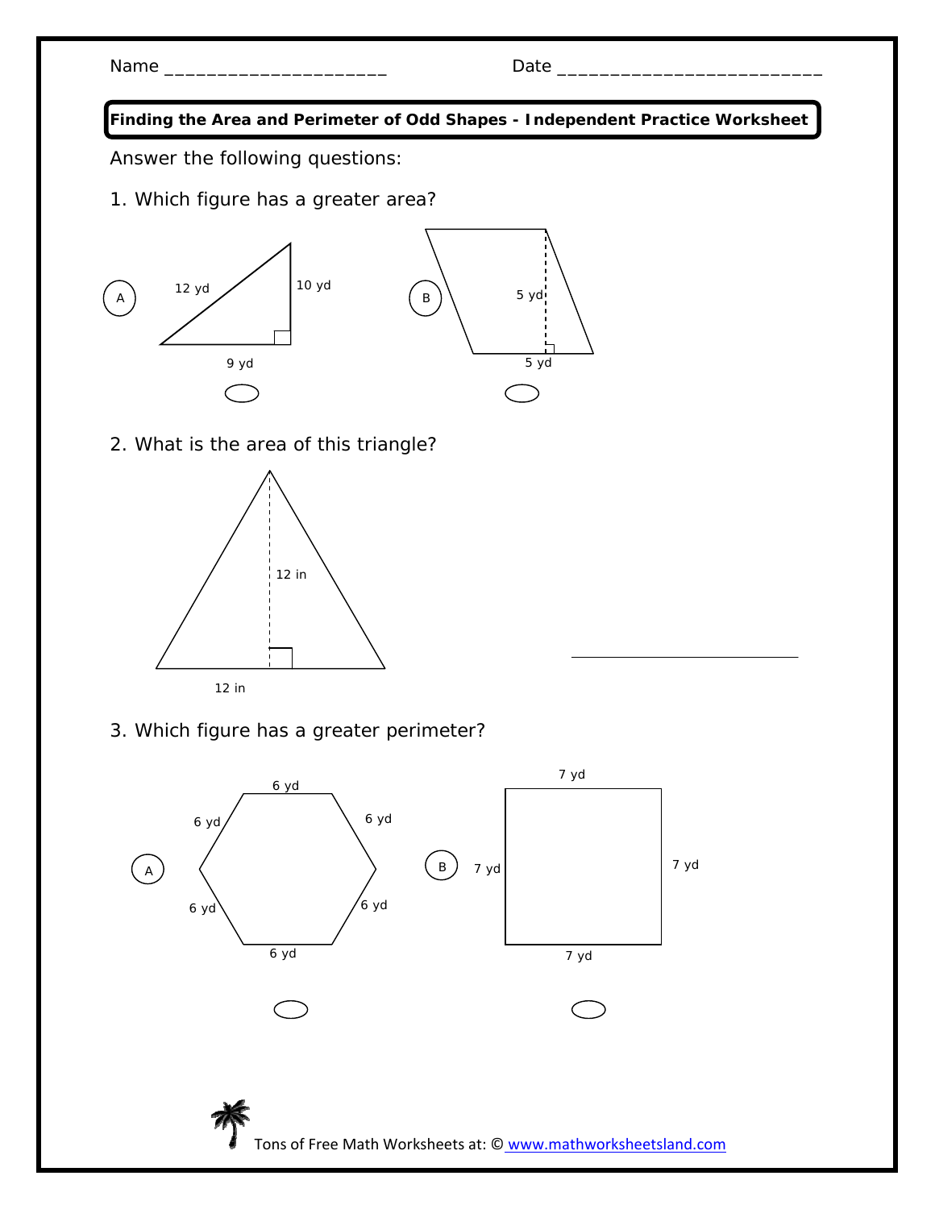Name ____________________ Date ________________________

**Finding the Area and Perimeter of Odd Shapes - Independent Practice Worksheet**

Answer the following questions:

1. Which figure has a greater area?

A — 12 yd, 10 yd, 9 yd

B — 5 yd, 5 yd

2. What is the area of this triangle?

12 in, 12 in

______________________

3. Which figure has a greater perimeter?

A — 6 yd, 6 yd, 6 yd, 6 yd, 6 yd, 6 yd

B — 7 yd, 7 yd, 7 yd, 7 yd

Tons of Free Math Worksheets at: © www.mathworksheetsland.com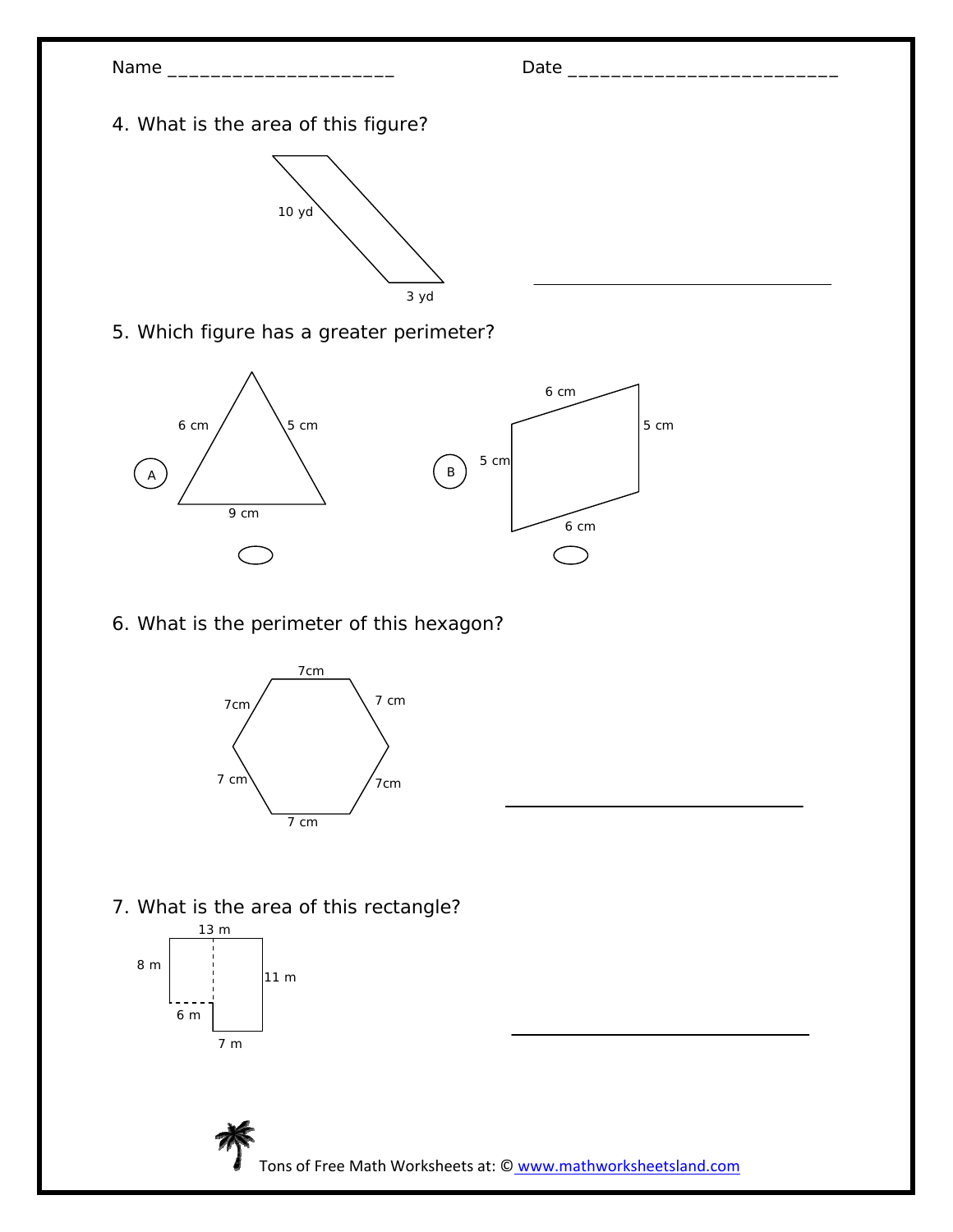Name ____________________ Date ________________________

4. What is the area of this figure?

10 yd

3 yd

____________________

5. Which figure has a greater perimeter?

A

6 cm

5 cm

9 cm

B

6 cm

5 cm

5 cm

6 cm

6. What is the perimeter of this hexagon?

7cm

7 cm

7cm

7cm

7 cm

7 cm

____________________

7. What is the area of this rectangle?

13 m

8 m

11 m

6 m

7 m

____________________

Tons of Free Math Worksheets at: © www.mathworksheetsland.com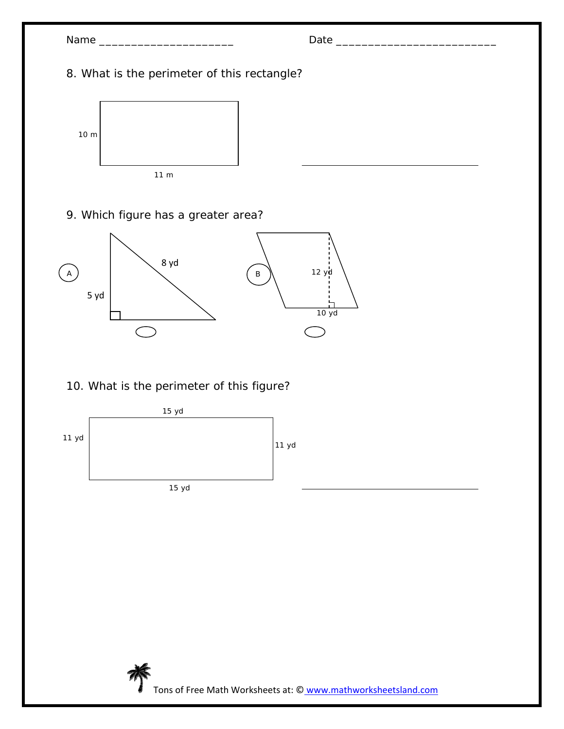Name ____________________ Date ________________________

8. What is the perimeter of this rectangle?

10 m

11 m

_______________________________

9. Which figure has a greater area?

A

8 yd

5 yd

B

12 yd

10 yd

10. What is the perimeter of this figure?

15 yd

11 yd

11 yd

15 yd

_______________________________

Tons of Free Math Worksheets at: © www.mathworksheetsland.com